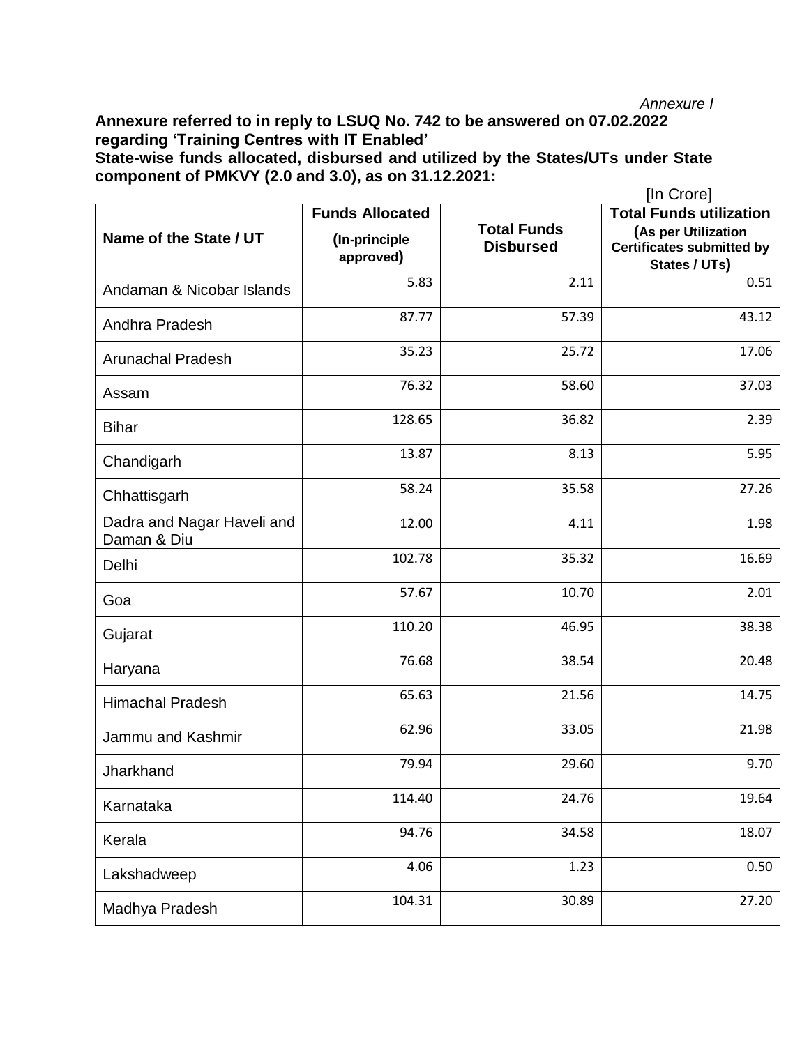*Annexure I*

**Annexure referred to in reply to LSUQ No. 742 to be answered on 07.02.2022 regarding 'Training Centres with IT Enabled'**

**State-wise funds allocated, disbursed and utilized by the States/UTs under State component of PMKVY (2.0 and 3.0), as on 31.12.2021:**

[In Crore]

| Name of the State / UT | Funds Allocated (In-principle approved) | Total Funds Disbursed | Total Funds utilization (As per Utilization Certificates submitted by States / UTs) |
|---|---|---|---|
| Andaman & Nicobar Islands | 5.83 | 2.11 | 0.51 |
| Andhra Pradesh | 87.77 | 57.39 | 43.12 |
| Arunachal Pradesh | 35.23 | 25.72 | 17.06 |
| Assam | 76.32 | 58.60 | 37.03 |
| Bihar | 128.65 | 36.82 | 2.39 |
| Chandigarh | 13.87 | 8.13 | 5.95 |
| Chhattisgarh | 58.24 | 35.58 | 27.26 |
| Dadra and Nagar Haveli and Daman & Diu | 12.00 | 4.11 | 1.98 |
| Delhi | 102.78 | 35.32 | 16.69 |
| Goa | 57.67 | 10.70 | 2.01 |
| Gujarat | 110.20 | 46.95 | 38.38 |
| Haryana | 76.68 | 38.54 | 20.48 |
| Himachal Pradesh | 65.63 | 21.56 | 14.75 |
| Jammu and Kashmir | 62.96 | 33.05 | 21.98 |
| Jharkhand | 79.94 | 29.60 | 9.70 |
| Karnataka | 114.40 | 24.76 | 19.64 |
| Kerala | 94.76 | 34.58 | 18.07 |
| Lakshadweep | 4.06 | 1.23 | 0.50 |
| Madhya Pradesh | 104.31 | 30.89 | 27.20 |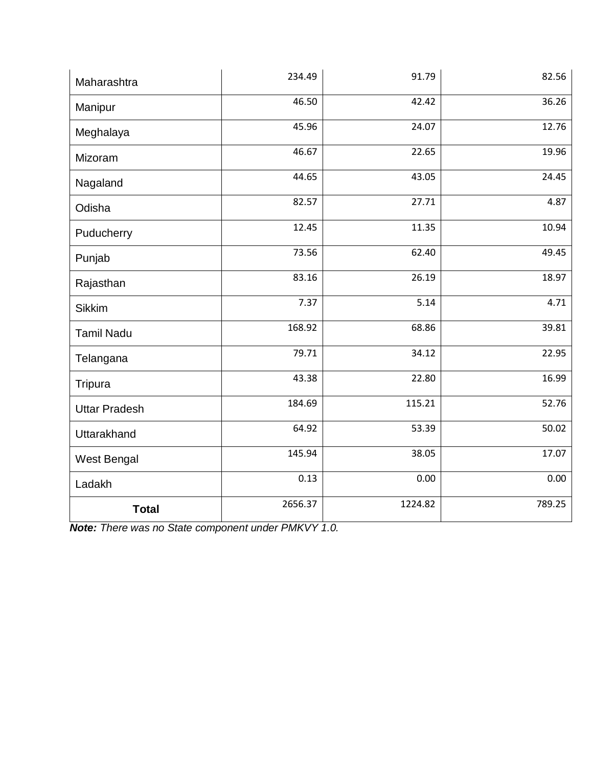| | | | |
|---|---|---|---|
| Maharashtra | 234.49 | 91.79 | 82.56 |
| Manipur | 46.50 | 42.42 | 36.26 |
| Meghalaya | 45.96 | 24.07 | 12.76 |
| Mizoram | 46.67 | 22.65 | 19.96 |
| Nagaland | 44.65 | 43.05 | 24.45 |
| Odisha | 82.57 | 27.71 | 4.87 |
| Puducherry | 12.45 | 11.35 | 10.94 |
| Punjab | 73.56 | 62.40 | 49.45 |
| Rajasthan | 83.16 | 26.19 | 18.97 |
| Sikkim | 7.37 | 5.14 | 4.71 |
| Tamil Nadu | 168.92 | 68.86 | 39.81 |
| Telangana | 79.71 | 34.12 | 22.95 |
| Tripura | 43.38 | 22.80 | 16.99 |
| Uttar Pradesh | 184.69 | 115.21 | 52.76 |
| Uttarakhand | 64.92 | 53.39 | 50.02 |
| West Bengal | 145.94 | 38.05 | 17.07 |
| Ladakh | 0.13 | 0.00 | 0.00 |
| **Total** | 2656.37 | 1224.82 | 789.25 |

***Note:*** *There was no State component under PMKVY 1.0.*